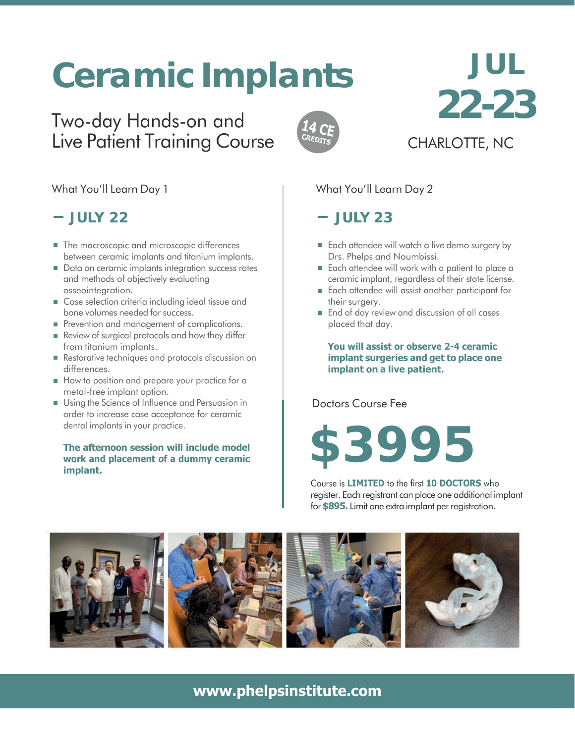# Ceramic Implants

## Two-day Hands-on and Live Patient Training Course

14 CE CREDITS

**JUL 22-23**

CHARLOTTE, NC

What You'll Learn Day 1

### – JULY 22

- The macroscopic and microscopic differences between ceramic implants and titanium implants.
- Data on ceramic implants integration success rates and methods of objectively evaluating osseointegration.
- Case selection criteria including ideal tissue and bone volumes needed for success.
- Prevention and management of complications.
- Review of surgical protocols and how they differ from titanium implants.
- Restorative techniques and protocols discussion on differences.
- How to position and prepare your practice for a metal-free implant option.
- Using the Science of Influence and Persuasion in order to increase case acceptance for ceramic dental implants in your practice.

**The afternoon session will include model work and placement of a dummy ceramic implant.**

What You'll Learn Day 2

### – JULY 23

- Each attendee will watch a live demo surgery by Drs. Phelps and Noumbissi.
- Each attendee will work with a patient to place a ceramic implant, regardless of their state license.
- Each attendee will assist another participant for their surgery.
- End of day review and discussion of all cases placed that day.

**You will assist or observe 2-4 ceramic implant surgeries and get to place one implant on a live patient.**

Doctors Course Fee

**$3995**

Course is **LIMITED** to the first **10 DOCTORS** who register. Each registrant can place one additional implant for **$895.** Limit one extra implant per registration.

**www.phelpsinstitute.com**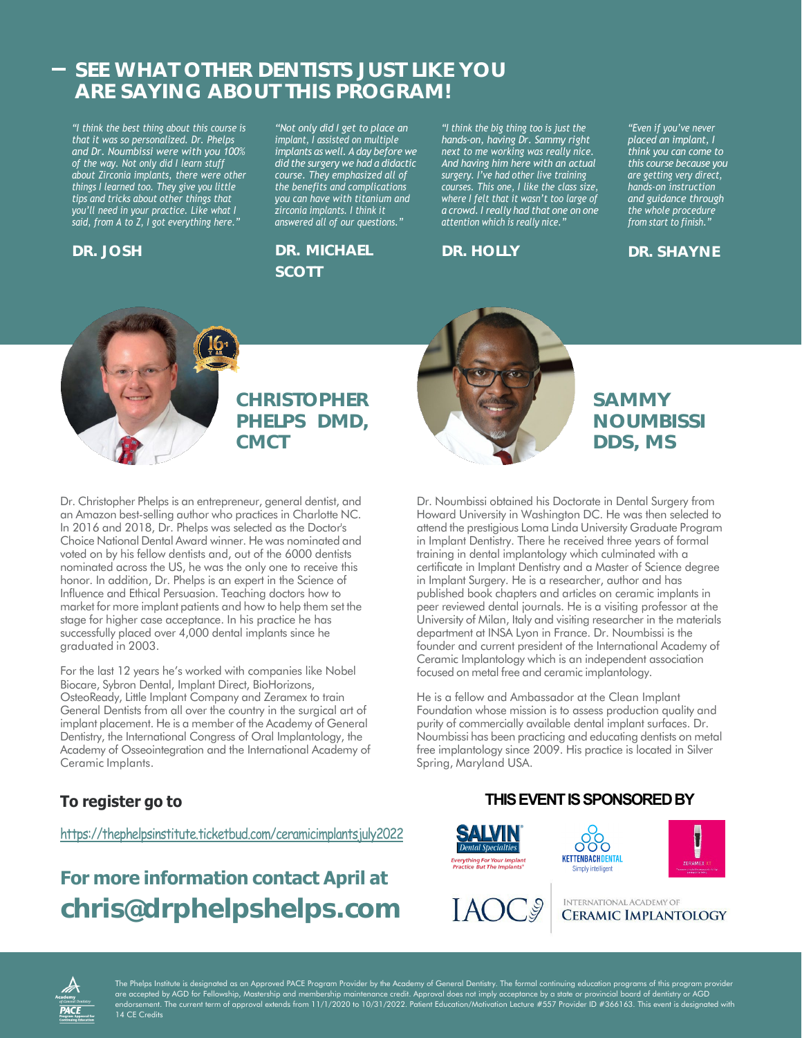## SEE WHAT OTHER DENTISTS JUST LIKE YOU ARE SAYING ABOUT THIS PROGRAM!

*"I think the best thing about this course is that it was so personalized. Dr. Phelps and Dr. Noumbissi were with you 100% of the way. Not only did I learn stuff about Zirconia implants, there were other things I learned too. They give you little tips and tricks about other things that you'll need in your practice. Like what I said, from A to Z, I got everything here."*

**DR. JOSH**

*"Not only did I get to place an implant, I assisted on multiple implants as well. A day before we did the surgery we had a didactic course. They emphasized all of the benefits and complications you can have with titanium and zirconia implants. I think it answered all of our questions."*

**DR. MICHAEL SCOTT**

*"I think the big thing too is just the hands-on, having Dr. Sammy right next to me working was really nice. And having him here with an actual surgery. I've had other live training courses. This one, I like the class size, where I felt that it wasn't too large of a crowd. I really had that one on one attention which is really nice."*

**DR. HOLLY**

*"Even if you've never placed an implant, I think you can come to this course because you are getting very direct, hands-on instruction and guidance through the whole procedure from start to finish."*

**DR. SHAYNE**

## CHRISTOPHER PHELPS DMD, CMCT

Dr. Christopher Phelps is an entrepreneur, general dentist, and an Amazon best-selling author who practices in Charlotte NC. In 2016 and 2018, Dr. Phelps was selected as the Doctor's Choice National Dental Award winner. He was nominated and voted on by his fellow dentists and, out of the 6000 dentists nominated across the US, he was the only one to receive this honor. In addition, Dr. Phelps is an expert in the Science of Influence and Ethical Persuasion. Teaching doctors how to market for more implant patients and how to help them set the stage for higher case acceptance. In his practice he has successfully placed over 4,000 dental implants since he graduated in 2003.

For the last 12 years he's worked with companies like Nobel Biocare, Sybron Dental, Implant Direct, BioHorizons, OsteoReady, Little Implant Company and Zeramex to train General Dentists from all over the country in the surgical art of implant placement. He is a member of the Academy of General Dentistry, the International Congress of Oral Implantology, the Academy of Osseointegration and the International Academy of Ceramic Implants.

## SAMMY NOUMBISSI DDS, MS

Dr. Noumbissi obtained his Doctorate in Dental Surgery from Howard University in Washington DC. He was then selected to attend the prestigious Loma Linda University Graduate Program in Implant Dentistry. There he received three years of formal training in dental implantology which culminated with a certificate in Implant Dentistry and a Master of Science degree in Implant Surgery. He is a researcher, author and has published book chapters and articles on ceramic implants in peer reviewed dental journals. He is a visiting professor at the University of Milan, Italy and visiting researcher in the materials department at INSA Lyon in France. Dr. Noumbissi is the founder and current president of the International Academy of Ceramic Implantology which is an independent association focused on metal free and ceramic implantology.

He is a fellow and Ambassador at the Clean Implant Foundation whose mission is to assess production quality and purity of commercially available dental implant surfaces. Dr. Noumbissi has been practicing and educating dentists on metal free implantology since 2009. His practice is located in Silver Spring, Maryland USA.

### To register go to

https://thephelpsinstitute.ticketbud.com/ceramicimplantsjuly2022

## For more information contact April at chris@drphelpshelps.com

### THIS EVENT IS SPONSORED BY

SALVIN Dental Specialties – Everything For Your Implant Practice But The Implants®

KETTENBACH DENTAL – Simply intelligent

ZERAMEX XT

IAOCI – INTERNATIONAL ACADEMY OF CERAMIC IMPLANTOLOGY

Academy of General Dentistry PACE Program Approval for Continuing Education

The Phelps Institute is designated as an Approved PACE Program Provider by the Academy of General Dentistry. The formal continuing education programs of this program provider are accepted by AGD for Fellowship, Mastership and membership maintenance credit. Approval does not imply acceptance by a state or provincial board of dentistry or AGD endorsement. The current term of approval extends from 11/1/2020 to 10/31/2022. Patient Education/Motivation Lecture #557 Provider ID #366163. This event is designated with 14 CE Credits